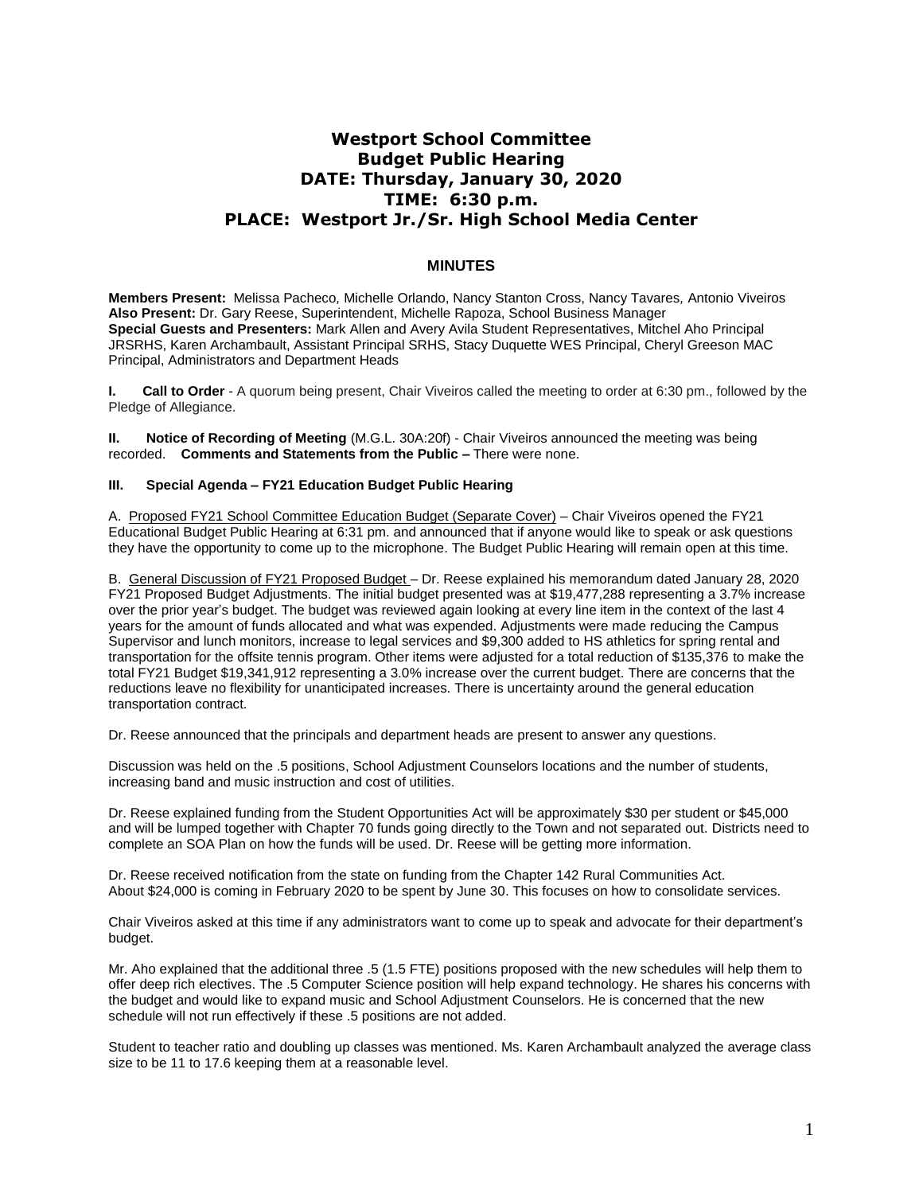# Westport School Committee
# Budget Public Hearing
# DATE: Thursday, January 30, 2020
# TIME: 6:30 p.m.
# PLACE: Westport Jr./Sr. High School Media Center

## MINUTES

**Members Present:** Melissa Pacheco, Michelle Orlando, Nancy Stanton Cross, Nancy Tavares, Antonio Viveiros
**Also Present:** Dr. Gary Reese, Superintendent, Michelle Rapoza, School Business Manager
**Special Guests and Presenters:** Mark Allen and Avery Avila Student Representatives, Mitchel Aho Principal JRSRHS, Karen Archambault, Assistant Principal SRHS, Stacy Duquette WES Principal, Cheryl Greeson MAC Principal, Administrators and Department Heads

**I. Call to Order** - A quorum being present, Chair Viveiros called the meeting to order at 6:30 pm., followed by the Pledge of Allegiance.

**II. Notice of Recording of Meeting** (M.G.L. 30A:20f) - Chair Viveiros announced the meeting was being recorded. **Comments and Statements from the Public –** There were none.

**III. Special Agenda – FY21 Education Budget Public Hearing**

A. Proposed FY21 School Committee Education Budget (Separate Cover) – Chair Viveiros opened the FY21 Educational Budget Public Hearing at 6:31 pm. and announced that if anyone would like to speak or ask questions they have the opportunity to come up to the microphone. The Budget Public Hearing will remain open at this time.

B. General Discussion of FY21 Proposed Budget – Dr. Reese explained his memorandum dated January 28, 2020 FY21 Proposed Budget Adjustments. The initial budget presented was at $19,477,288 representing a 3.7% increase over the prior year's budget. The budget was reviewed again looking at every line item in the context of the last 4 years for the amount of funds allocated and what was expended. Adjustments were made reducing the Campus Supervisor and lunch monitors, increase to legal services and $9,300 added to HS athletics for spring rental and transportation for the offsite tennis program. Other items were adjusted for a total reduction of $135,376 to make the total FY21 Budget $19,341,912 representing a 3.0% increase over the current budget. There are concerns that the reductions leave no flexibility for unanticipated increases. There is uncertainty around the general education transportation contract.

Dr. Reese announced that the principals and department heads are present to answer any questions.

Discussion was held on the .5 positions, School Adjustment Counselors locations and the number of students, increasing band and music instruction and cost of utilities.

Dr. Reese explained funding from the Student Opportunities Act will be approximately $30 per student or $45,000 and will be lumped together with Chapter 70 funds going directly to the Town and not separated out. Districts need to complete an SOA Plan on how the funds will be used. Dr. Reese will be getting more information.

Dr. Reese received notification from the state on funding from the Chapter 142 Rural Communities Act. About $24,000 is coming in February 2020 to be spent by June 30. This focuses on how to consolidate services.

Chair Viveiros asked at this time if any administrators want to come up to speak and advocate for their department's budget.

Mr. Aho explained that the additional three .5 (1.5 FTE) positions proposed with the new schedules will help them to offer deep rich electives. The .5 Computer Science position will help expand technology. He shares his concerns with the budget and would like to expand music and School Adjustment Counselors. He is concerned that the new schedule will not run effectively if these .5 positions are not added.

Student to teacher ratio and doubling up classes was mentioned. Ms. Karen Archambault analyzed the average class size to be 11 to 17.6 keeping them at a reasonable level.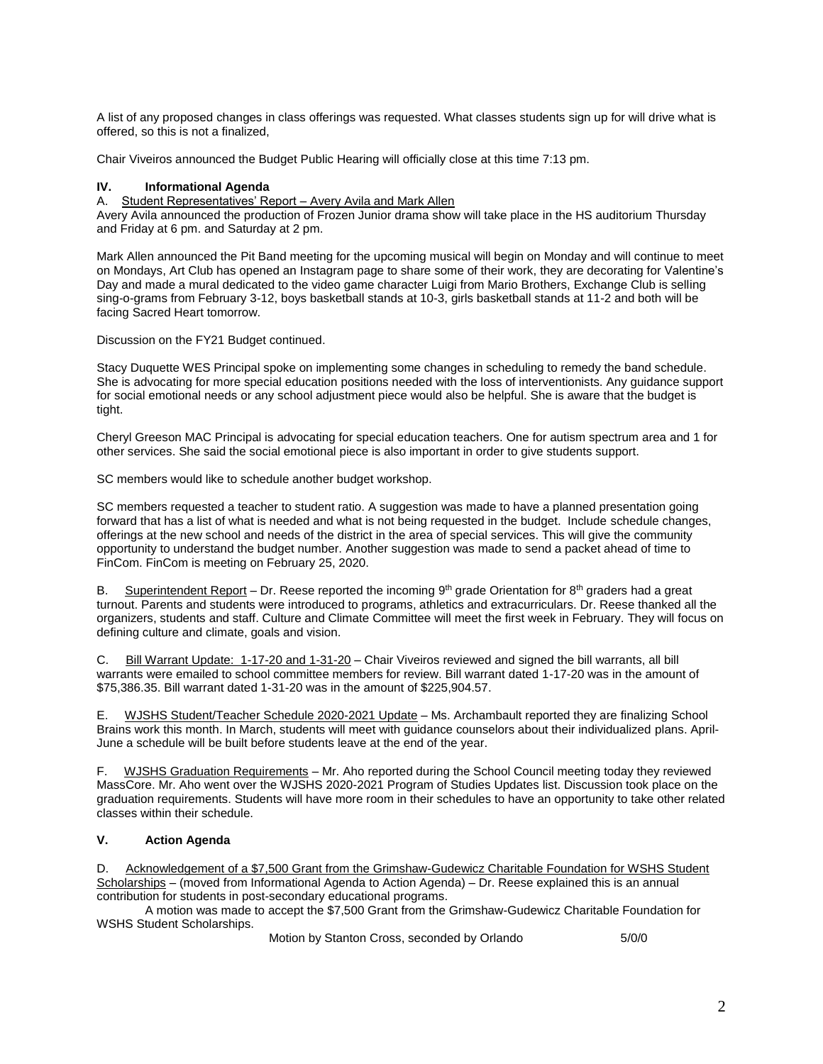A list of any proposed changes in class offerings was requested. What classes students sign up for will drive what is offered, so this is not a finalized,

Chair Viveiros announced the Budget Public Hearing will officially close at this time 7:13 pm.

## IV. Informational Agenda

A. Student Representatives' Report – Avery Avila and Mark Allen

Avery Avila announced the production of Frozen Junior drama show will take place in the HS auditorium Thursday and Friday at 6 pm. and Saturday at 2 pm.

Mark Allen announced the Pit Band meeting for the upcoming musical will begin on Monday and will continue to meet on Mondays, Art Club has opened an Instagram page to share some of their work, they are decorating for Valentine's Day and made a mural dedicated to the video game character Luigi from Mario Brothers, Exchange Club is selling sing-o-grams from February 3-12, boys basketball stands at 10-3, girls basketball stands at 11-2 and both will be facing Sacred Heart tomorrow.

Discussion on the FY21 Budget continued.

Stacy Duquette WES Principal spoke on implementing some changes in scheduling to remedy the band schedule. She is advocating for more special education positions needed with the loss of interventionists. Any guidance support for social emotional needs or any school adjustment piece would also be helpful. She is aware that the budget is tight.

Cheryl Greeson MAC Principal is advocating for special education teachers. One for autism spectrum area and 1 for other services. She said the social emotional piece is also important in order to give students support.

SC members would like to schedule another budget workshop.

SC members requested a teacher to student ratio. A suggestion was made to have a planned presentation going forward that has a list of what is needed and what is not being requested in the budget. Include schedule changes, offerings at the new school and needs of the district in the area of special services. This will give the community opportunity to understand the budget number. Another suggestion was made to send a packet ahead of time to FinCom. FinCom is meeting on February 25, 2020.

B. Superintendent Report – Dr. Reese reported the incoming 9th grade Orientation for 8th graders had a great turnout. Parents and students were introduced to programs, athletics and extracurriculars. Dr. Reese thanked all the organizers, students and staff. Culture and Climate Committee will meet the first week in February. They will focus on defining culture and climate, goals and vision.

C. Bill Warrant Update: 1-17-20 and 1-31-20 – Chair Viveiros reviewed and signed the bill warrants, all bill warrants were emailed to school committee members for review. Bill warrant dated 1-17-20 was in the amount of $75,386.35. Bill warrant dated 1-31-20 was in the amount of $225,904.57.

E. WJSHS Student/Teacher Schedule 2020-2021 Update – Ms. Archambault reported they are finalizing School Brains work this month. In March, students will meet with guidance counselors about their individualized plans. April-June a schedule will be built before students leave at the end of the year.

F. WJSHS Graduation Requirements – Mr. Aho reported during the School Council meeting today they reviewed MassCore. Mr. Aho went over the WJSHS 2020-2021 Program of Studies Updates list. Discussion took place on the graduation requirements. Students will have more room in their schedules to have an opportunity to take other related classes within their schedule.

## V. Action Agenda

D. Acknowledgement of a $7,500 Grant from the Grimshaw-Gudewicz Charitable Foundation for WSHS Student Scholarships – (moved from Informational Agenda to Action Agenda) – Dr. Reese explained this is an annual contribution for students in post-secondary educational programs.

A motion was made to accept the $7,500 Grant from the Grimshaw-Gudewicz Charitable Foundation for WSHS Student Scholarships.

Motion by Stanton Cross, seconded by Orlando 5/0/0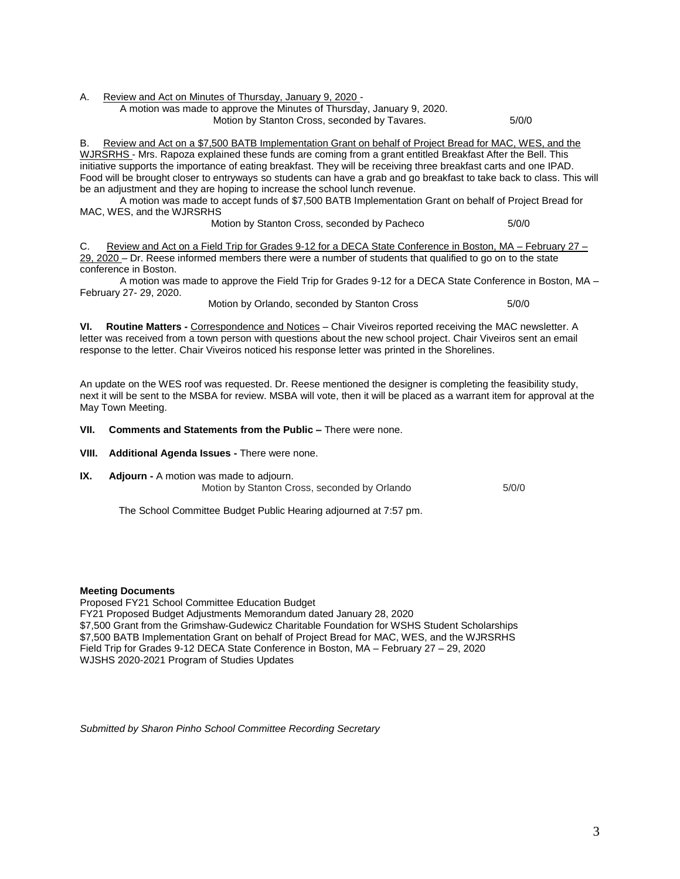A. Review and Act on Minutes of Thursday, January 9, 2020 -

A motion was made to approve the Minutes of Thursday, January 9, 2020.

Motion by Stanton Cross, seconded by Tavares. 5/0/0

B. Review and Act on a $7,500 BATB Implementation Grant on behalf of Project Bread for MAC, WES, and the WJRSRHS - Mrs. Rapoza explained these funds are coming from a grant entitled Breakfast After the Bell. This initiative supports the importance of eating breakfast. They will be receiving three breakfast carts and one IPAD. Food will be brought closer to entryways so students can have a grab and go breakfast to take back to class. This will be an adjustment and they are hoping to increase the school lunch revenue.

A motion was made to accept funds of $7,500 BATB Implementation Grant on behalf of Project Bread for MAC, WES, and the WJRSRHS

Motion by Stanton Cross, seconded by Pacheco 5/0/0

C. Review and Act on a Field Trip for Grades 9-12 for a DECA State Conference in Boston, MA – February 27 – 29, 2020 – Dr. Reese informed members there were a number of students that qualified to go on to the state conference in Boston.

A motion was made to approve the Field Trip for Grades 9-12 for a DECA State Conference in Boston, MA – February 27- 29, 2020.

Motion by Orlando, seconded by Stanton Cross 5/0/0

**VI. Routine Matters -** Correspondence and Notices – Chair Viveiros reported receiving the MAC newsletter. A letter was received from a town person with questions about the new school project. Chair Viveiros sent an email response to the letter. Chair Viveiros noticed his response letter was printed in the Shorelines.

An update on the WES roof was requested. Dr. Reese mentioned the designer is completing the feasibility study, next it will be sent to the MSBA for review. MSBA will vote, then it will be placed as a warrant item for approval at the May Town Meeting.

**VII. Comments and Statements from the Public –** There were none.

**VIII. Additional Agenda Issues -** There were none.

**IX. Adjourn -** A motion was made to adjourn.

Motion by Stanton Cross, seconded by Orlando 5/0/0

The School Committee Budget Public Hearing adjourned at 7:57 pm.

**Meeting Documents**

Proposed FY21 School Committee Education Budget
FY21 Proposed Budget Adjustments Memorandum dated January 28, 2020
$7,500 Grant from the Grimshaw-Gudewicz Charitable Foundation for WSHS Student Scholarships
$7,500 BATB Implementation Grant on behalf of Project Bread for MAC, WES, and the WJRSRHS
Field Trip for Grades 9-12 DECA State Conference in Boston, MA – February 27 – 29, 2020
WJSHS 2020-2021 Program of Studies Updates

*Submitted by Sharon Pinho School Committee Recording Secretary*